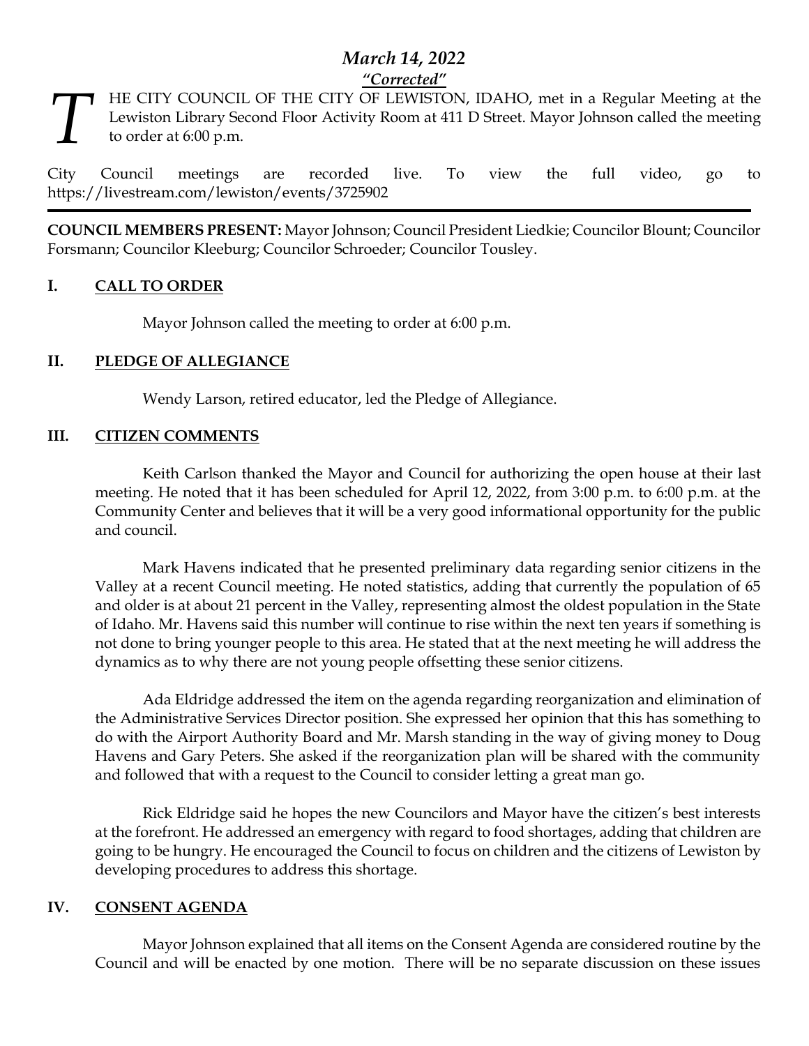# *March 14, 2022*

***"Corrected"***

THE CITY COUNCIL OF THE CITY OF LEWISTON, IDAHO, met in a Regular Meeting at the Lewiston Library Second Floor Activity Room at 411 D Street. Mayor Johnson called the meeting to order at 6:00 p.m.

City Council meetings are recorded live. To view the full video, go to https://livestream.com/lewiston/events/3725902

---

**COUNCIL MEMBERS PRESENT:** Mayor Johnson; Council President Liedkie; Councilor Blount; Councilor Forsmann; Councilor Kleeburg; Councilor Schroeder; Councilor Tousley.

## I. CALL TO ORDER

Mayor Johnson called the meeting to order at 6:00 p.m.

## II. PLEDGE OF ALLEGIANCE

Wendy Larson, retired educator, led the Pledge of Allegiance.

## III. CITIZEN COMMENTS

Keith Carlson thanked the Mayor and Council for authorizing the open house at their last meeting. He noted that it has been scheduled for April 12, 2022, from 3:00 p.m. to 6:00 p.m. at the Community Center and believes that it will be a very good informational opportunity for the public and council.

Mark Havens indicated that he presented preliminary data regarding senior citizens in the Valley at a recent Council meeting. He noted statistics, adding that currently the population of 65 and older is at about 21 percent in the Valley, representing almost the oldest population in the State of Idaho. Mr. Havens said this number will continue to rise within the next ten years if something is not done to bring younger people to this area. He stated that at the next meeting he will address the dynamics as to why there are not young people offsetting these senior citizens.

Ada Eldridge addressed the item on the agenda regarding reorganization and elimination of the Administrative Services Director position. She expressed her opinion that this has something to do with the Airport Authority Board and Mr. Marsh standing in the way of giving money to Doug Havens and Gary Peters. She asked if the reorganization plan will be shared with the community and followed that with a request to the Council to consider letting a great man go.

Rick Eldridge said he hopes the new Councilors and Mayor have the citizen's best interests at the forefront. He addressed an emergency with regard to food shortages, adding that children are going to be hungry. He encouraged the Council to focus on children and the citizens of Lewiston by developing procedures to address this shortage.

## IV. CONSENT AGENDA

Mayor Johnson explained that all items on the Consent Agenda are considered routine by the Council and will be enacted by one motion. There will be no separate discussion on these issues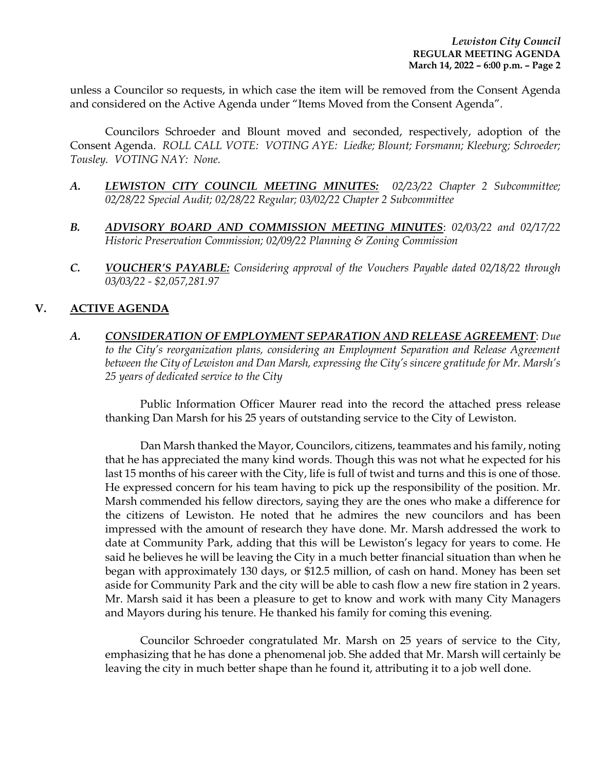unless a Councilor so requests, in which case the item will be removed from the Consent Agenda and considered on the Active Agenda under "Items Moved from the Consent Agenda".

Councilors Schroeder and Blount moved and seconded, respectively, adoption of the Consent Agenda. *ROLL CALL VOTE: VOTING AYE: Liedke; Blount; Forsmann; Kleeburg; Schroeder; Tousley. VOTING NAY: None.*

***A. <u>LEWISTON CITY COUNCIL MEETING MINUTES:</u>*** *02/23/22 Chapter 2 Subcommittee; 02/28/22 Special Audit; 02/28/22 Regular; 03/02/22 Chapter 2 Subcommittee*

***B. <u>ADVISORY BOARD AND COMMISSION MEETING MINUTES</u>***: *02/03/22 and 02/17/22 Historic Preservation Commission; 02/09/22 Planning & Zoning Commission*

***C. <u>VOUCHER'S PAYABLE:</u>*** *Considering approval of the Vouchers Payable dated 02/18/22 through 03/03/22 - $2,057,281.97*

## V. ACTIVE AGENDA

***A. <u>CONSIDERATION OF EMPLOYMENT SEPARATION AND RELEASE AGREEMENT</u>***: *Due to the City's reorganization plans, considering an Employment Separation and Release Agreement between the City of Lewiston and Dan Marsh, expressing the City's sincere gratitude for Mr. Marsh's 25 years of dedicated service to the City*

Public Information Officer Maurer read into the record the attached press release thanking Dan Marsh for his 25 years of outstanding service to the City of Lewiston.

Dan Marsh thanked the Mayor, Councilors, citizens, teammates and his family, noting that he has appreciated the many kind words. Though this was not what he expected for his last 15 months of his career with the City, life is full of twist and turns and this is one of those. He expressed concern for his team having to pick up the responsibility of the position. Mr. Marsh commended his fellow directors, saying they are the ones who make a difference for the citizens of Lewiston. He noted that he admires the new councilors and has been impressed with the amount of research they have done. Mr. Marsh addressed the work to date at Community Park, adding that this will be Lewiston's legacy for years to come. He said he believes he will be leaving the City in a much better financial situation than when he began with approximately 130 days, or $12.5 million, of cash on hand. Money has been set aside for Community Park and the city will be able to cash flow a new fire station in 2 years. Mr. Marsh said it has been a pleasure to get to know and work with many City Managers and Mayors during his tenure. He thanked his family for coming this evening.

Councilor Schroeder congratulated Mr. Marsh on 25 years of service to the City, emphasizing that he has done a phenomenal job. She added that Mr. Marsh will certainly be leaving the city in much better shape than he found it, attributing it to a job well done.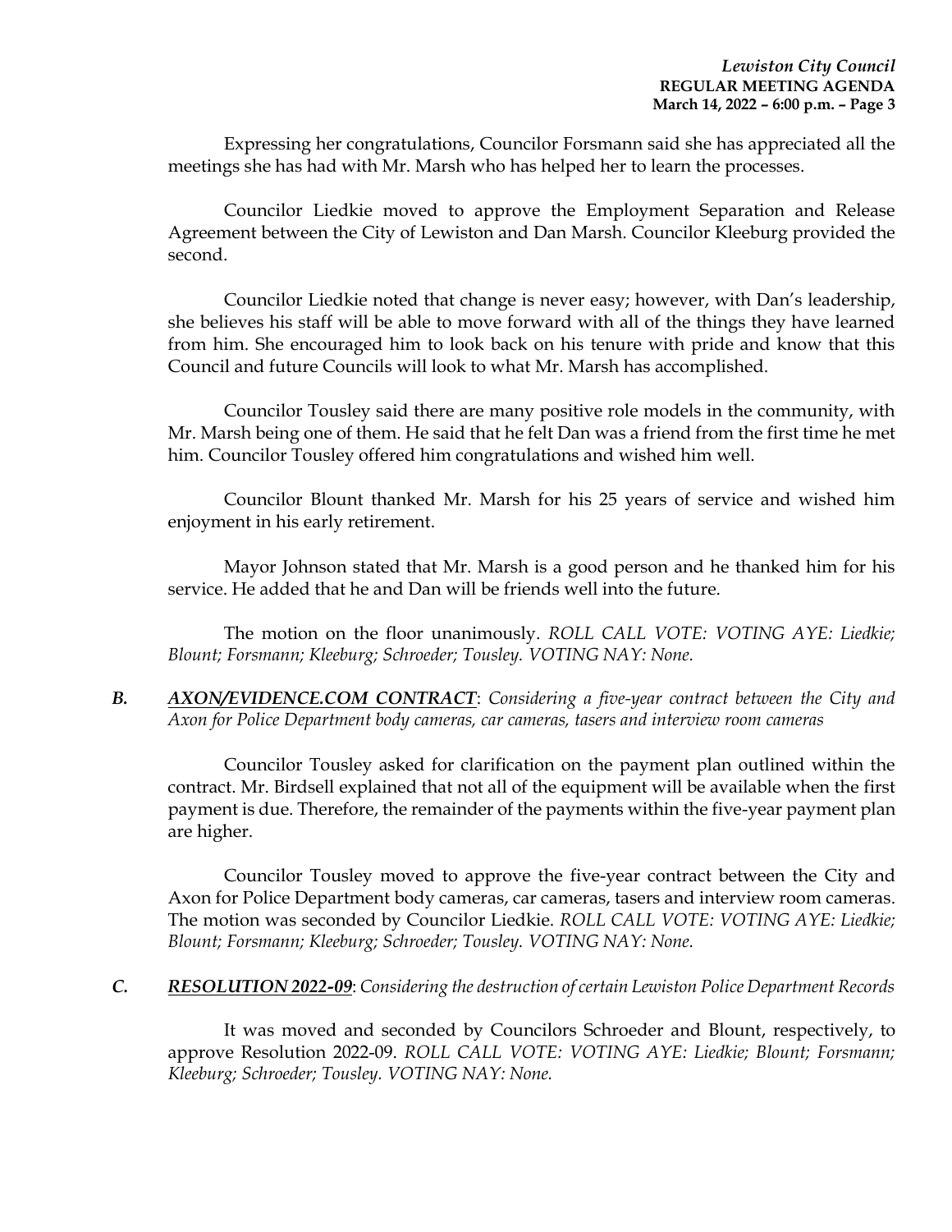Expressing her congratulations, Councilor Forsmann said she has appreciated all the meetings she has had with Mr. Marsh who has helped her to learn the processes.

Councilor Liedkie moved to approve the Employment Separation and Release Agreement between the City of Lewiston and Dan Marsh. Councilor Kleeburg provided the second.

Councilor Liedkie noted that change is never easy; however, with Dan's leadership, she believes his staff will be able to move forward with all of the things they have learned from him. She encouraged him to look back on his tenure with pride and know that this Council and future Councils will look to what Mr. Marsh has accomplished.

Councilor Tousley said there are many positive role models in the community, with Mr. Marsh being one of them. He said that he felt Dan was a friend from the first time he met him. Councilor Tousley offered him congratulations and wished him well.

Councilor Blount thanked Mr. Marsh for his 25 years of service and wished him enjoyment in his early retirement.

Mayor Johnson stated that Mr. Marsh is a good person and he thanked him for his service. He added that he and Dan will be friends well into the future.

The motion on the floor unanimously. *ROLL CALL VOTE: VOTING AYE: Liedkie; Blount; Forsmann; Kleeburg; Schroeder; Tousley. VOTING NAY: None.*

***B.*** ***AXON/EVIDENCE.COM CONTRACT***: *Considering a five-year contract between the City and Axon for Police Department body cameras, car cameras, tasers and interview room cameras*

Councilor Tousley asked for clarification on the payment plan outlined within the contract. Mr. Birdsell explained that not all of the equipment will be available when the first payment is due. Therefore, the remainder of the payments within the five-year payment plan are higher.

Councilor Tousley moved to approve the five-year contract between the City and Axon for Police Department body cameras, car cameras, tasers and interview room cameras. The motion was seconded by Councilor Liedkie. *ROLL CALL VOTE: VOTING AYE: Liedkie; Blount; Forsmann; Kleeburg; Schroeder; Tousley. VOTING NAY: None.*

***C.*** ***RESOLUTION 2022-09***: *Considering the destruction of certain Lewiston Police Department Records*

It was moved and seconded by Councilors Schroeder and Blount, respectively, to approve Resolution 2022-09. *ROLL CALL VOTE: VOTING AYE: Liedkie; Blount; Forsmann; Kleeburg; Schroeder; Tousley. VOTING NAY: None.*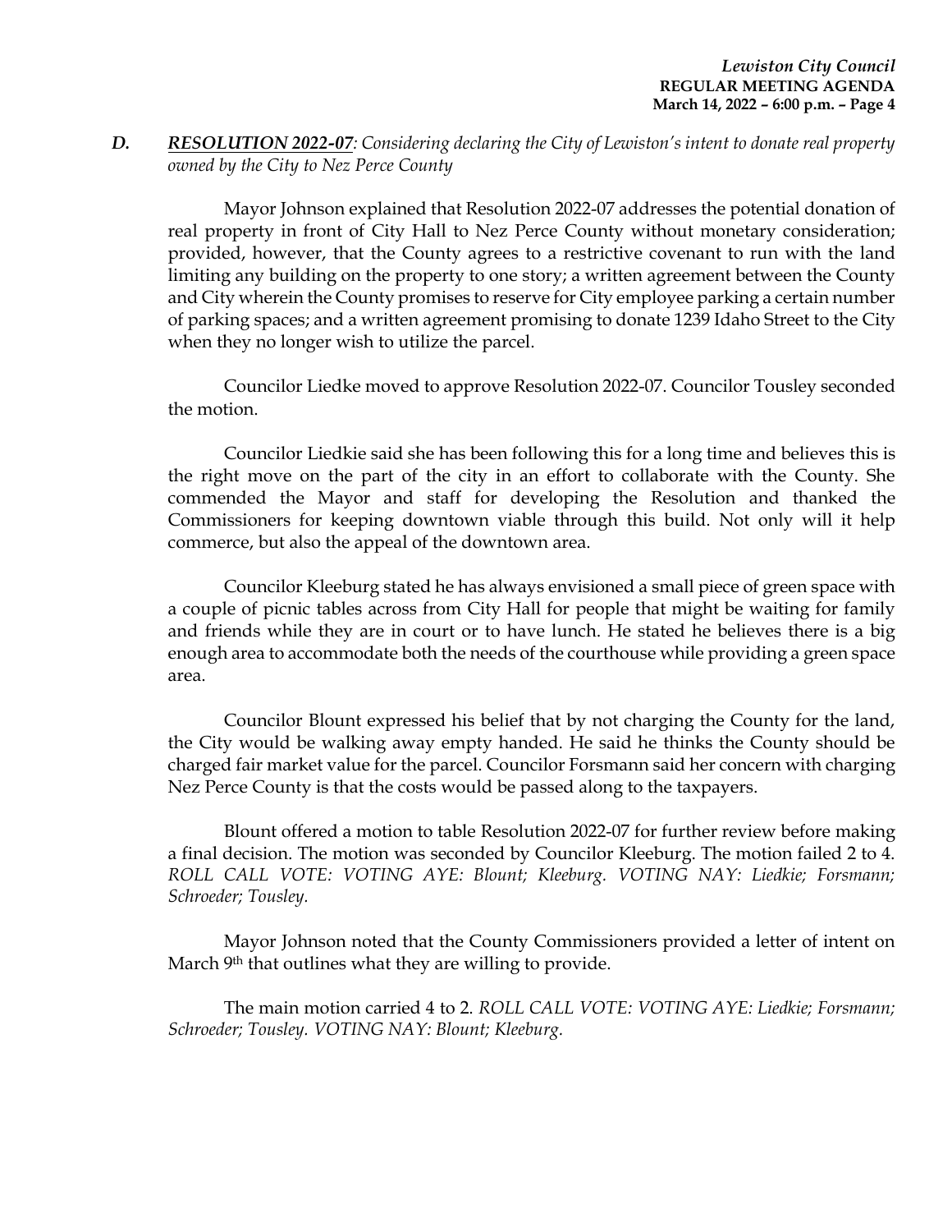*D.* ***RESOLUTION 2022-07****: Considering declaring the City of Lewiston's intent to donate real property owned by the City to Nez Perce County*

Mayor Johnson explained that Resolution 2022-07 addresses the potential donation of real property in front of City Hall to Nez Perce County without monetary consideration; provided, however, that the County agrees to a restrictive covenant to run with the land limiting any building on the property to one story; a written agreement between the County and City wherein the County promises to reserve for City employee parking a certain number of parking spaces; and a written agreement promising to donate 1239 Idaho Street to the City when they no longer wish to utilize the parcel.

Councilor Liedke moved to approve Resolution 2022-07. Councilor Tousley seconded the motion.

Councilor Liedkie said she has been following this for a long time and believes this is the right move on the part of the city in an effort to collaborate with the County. She commended the Mayor and staff for developing the Resolution and thanked the Commissioners for keeping downtown viable through this build. Not only will it help commerce, but also the appeal of the downtown area.

Councilor Kleeburg stated he has always envisioned a small piece of green space with a couple of picnic tables across from City Hall for people that might be waiting for family and friends while they are in court or to have lunch. He stated he believes there is a big enough area to accommodate both the needs of the courthouse while providing a green space area.

Councilor Blount expressed his belief that by not charging the County for the land, the City would be walking away empty handed. He said he thinks the County should be charged fair market value for the parcel. Councilor Forsmann said her concern with charging Nez Perce County is that the costs would be passed along to the taxpayers.

Blount offered a motion to table Resolution 2022-07 for further review before making a final decision. The motion was seconded by Councilor Kleeburg. The motion failed 2 to 4. *ROLL CALL VOTE: VOTING AYE: Blount; Kleeburg. VOTING NAY: Liedkie; Forsmann; Schroeder; Tousley.*

Mayor Johnson noted that the County Commissioners provided a letter of intent on March 9th that outlines what they are willing to provide.

The main motion carried 4 to 2. *ROLL CALL VOTE: VOTING AYE: Liedkie; Forsmann; Schroeder; Tousley. VOTING NAY: Blount; Kleeburg.*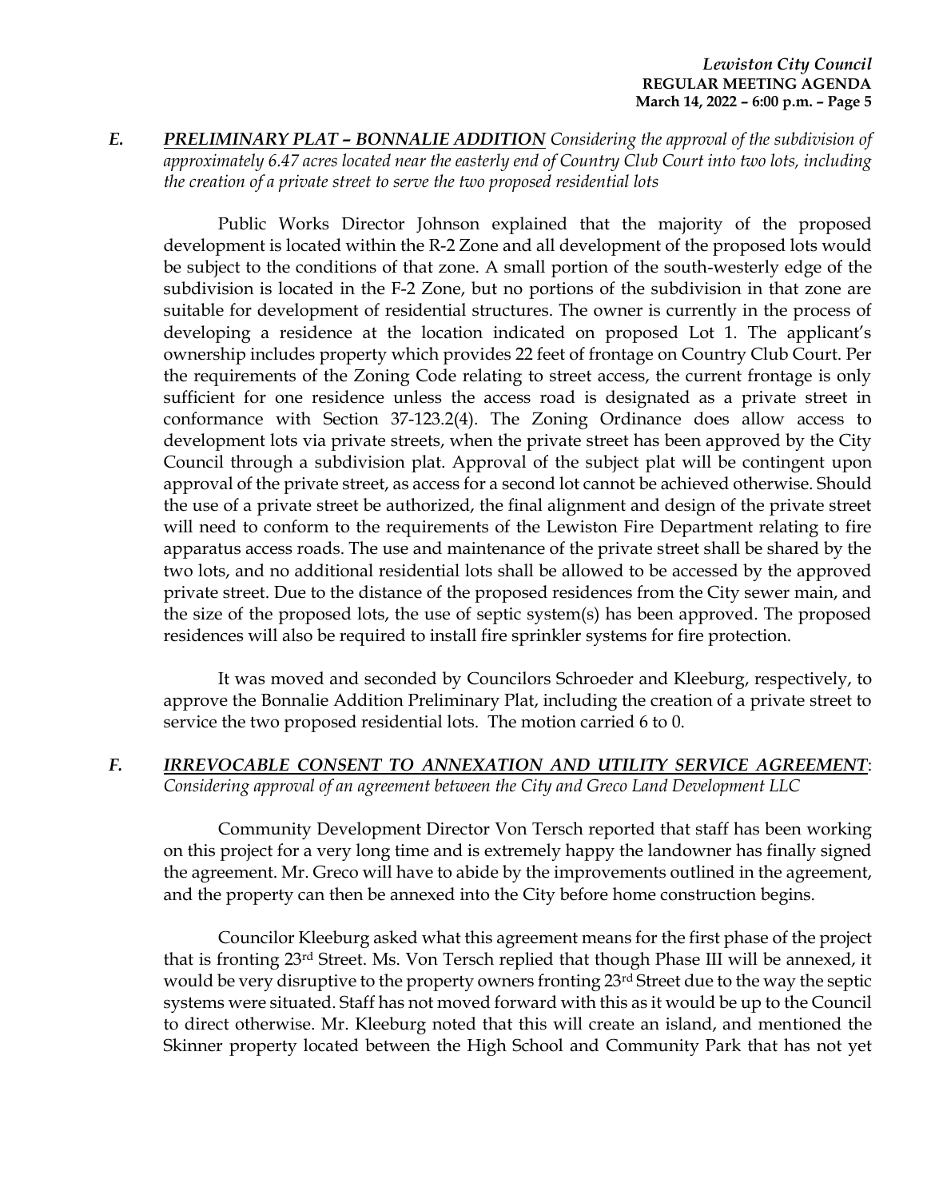**E. *PRELIMINARY PLAT – BONNALIE ADDITION*** *Considering the approval of the subdivision of approximately 6.47 acres located near the easterly end of Country Club Court into two lots, including the creation of a private street to serve the two proposed residential lots*

Public Works Director Johnson explained that the majority of the proposed development is located within the R-2 Zone and all development of the proposed lots would be subject to the conditions of that zone. A small portion of the south-westerly edge of the subdivision is located in the F-2 Zone, but no portions of the subdivision in that zone are suitable for development of residential structures. The owner is currently in the process of developing a residence at the location indicated on proposed Lot 1. The applicant's ownership includes property which provides 22 feet of frontage on Country Club Court. Per the requirements of the Zoning Code relating to street access, the current frontage is only sufficient for one residence unless the access road is designated as a private street in conformance with Section 37-123.2(4). The Zoning Ordinance does allow access to development lots via private streets, when the private street has been approved by the City Council through a subdivision plat. Approval of the subject plat will be contingent upon approval of the private street, as access for a second lot cannot be achieved otherwise. Should the use of a private street be authorized, the final alignment and design of the private street will need to conform to the requirements of the Lewiston Fire Department relating to fire apparatus access roads. The use and maintenance of the private street shall be shared by the two lots, and no additional residential lots shall be allowed to be accessed by the approved private street. Due to the distance of the proposed residences from the City sewer main, and the size of the proposed lots, the use of septic system(s) has been approved. The proposed residences will also be required to install fire sprinkler systems for fire protection.

It was moved and seconded by Councilors Schroeder and Kleeburg, respectively, to approve the Bonnalie Addition Preliminary Plat, including the creation of a private street to service the two proposed residential lots. The motion carried 6 to 0.

**F. *IRREVOCABLE CONSENT TO ANNEXATION AND UTILITY SERVICE AGREEMENT*:** *Considering approval of an agreement between the City and Greco Land Development LLC*

Community Development Director Von Tersch reported that staff has been working on this project for a very long time and is extremely happy the landowner has finally signed the agreement. Mr. Greco will have to abide by the improvements outlined in the agreement, and the property can then be annexed into the City before home construction begins.

Councilor Kleeburg asked what this agreement means for the first phase of the project that is fronting 23rd Street. Ms. Von Tersch replied that though Phase III will be annexed, it would be very disruptive to the property owners fronting 23rd Street due to the way the septic systems were situated. Staff has not moved forward with this as it would be up to the Council to direct otherwise. Mr. Kleeburg noted that this will create an island, and mentioned the Skinner property located between the High School and Community Park that has not yet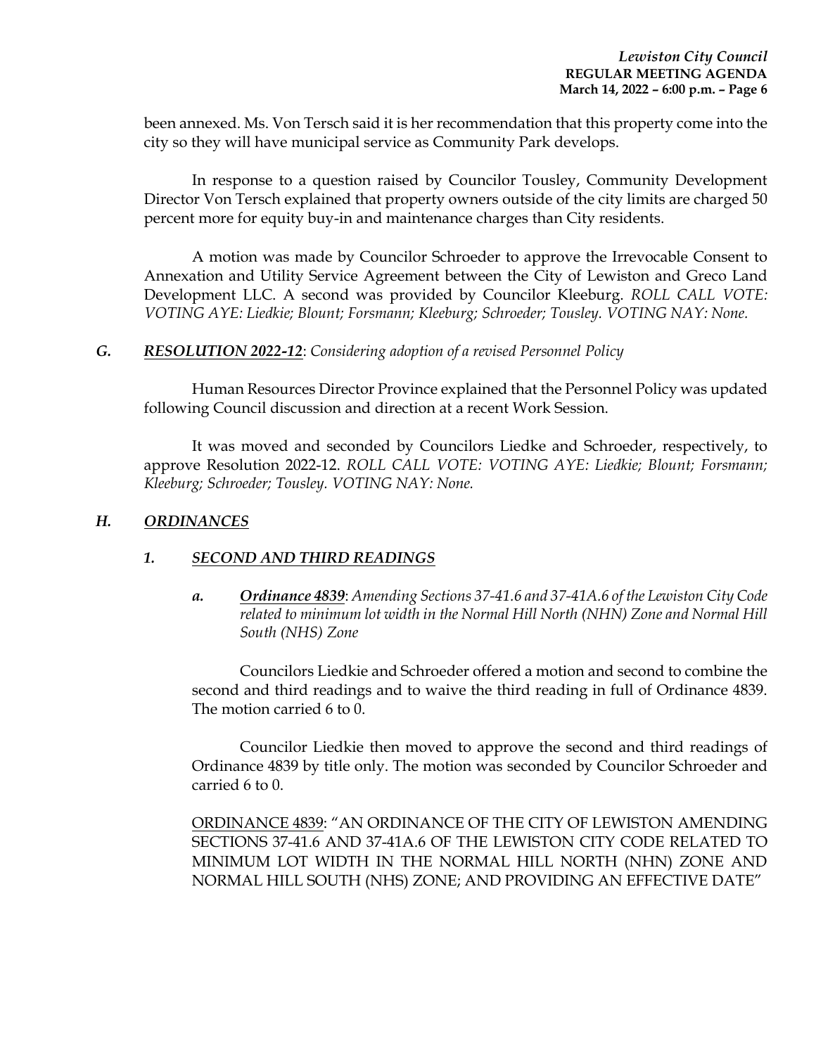been annexed. Ms. Von Tersch said it is her recommendation that this property come into the city so they will have municipal service as Community Park develops.

In response to a question raised by Councilor Tousley, Community Development Director Von Tersch explained that property owners outside of the city limits are charged 50 percent more for equity buy-in and maintenance charges than City residents.

A motion was made by Councilor Schroeder to approve the Irrevocable Consent to Annexation and Utility Service Agreement between the City of Lewiston and Greco Land Development LLC. A second was provided by Councilor Kleeburg. *ROLL CALL VOTE: VOTING AYE: Liedkie; Blount; Forsmann; Kleeburg; Schroeder; Tousley. VOTING NAY: None.*

### *G.* ***RESOLUTION 2022-12***: *Considering adoption of a revised Personnel Policy*

Human Resources Director Province explained that the Personnel Policy was updated following Council discussion and direction at a recent Work Session.

It was moved and seconded by Councilors Liedke and Schroeder, respectively, to approve Resolution 2022-12. *ROLL CALL VOTE: VOTING AYE: Liedkie; Blount; Forsmann; Kleeburg; Schroeder; Tousley. VOTING NAY: None.*

### *H.* ***ORDINANCES***

#### *1.* ***SECOND AND THIRD READINGS***

##### *a.* ***Ordinance 4839***: *Amending Sections 37-41.6 and 37-41A.6 of the Lewiston City Code related to minimum lot width in the Normal Hill North (NHN) Zone and Normal Hill South (NHS) Zone*

Councilors Liedkie and Schroeder offered a motion and second to combine the second and third readings and to waive the third reading in full of Ordinance 4839. The motion carried 6 to 0.

Councilor Liedkie then moved to approve the second and third readings of Ordinance 4839 by title only. The motion was seconded by Councilor Schroeder and carried 6 to 0.

ORDINANCE 4839: "AN ORDINANCE OF THE CITY OF LEWISTON AMENDING SECTIONS 37-41.6 AND 37-41A.6 OF THE LEWISTON CITY CODE RELATED TO MINIMUM LOT WIDTH IN THE NORMAL HILL NORTH (NHN) ZONE AND NORMAL HILL SOUTH (NHS) ZONE; AND PROVIDING AN EFFECTIVE DATE"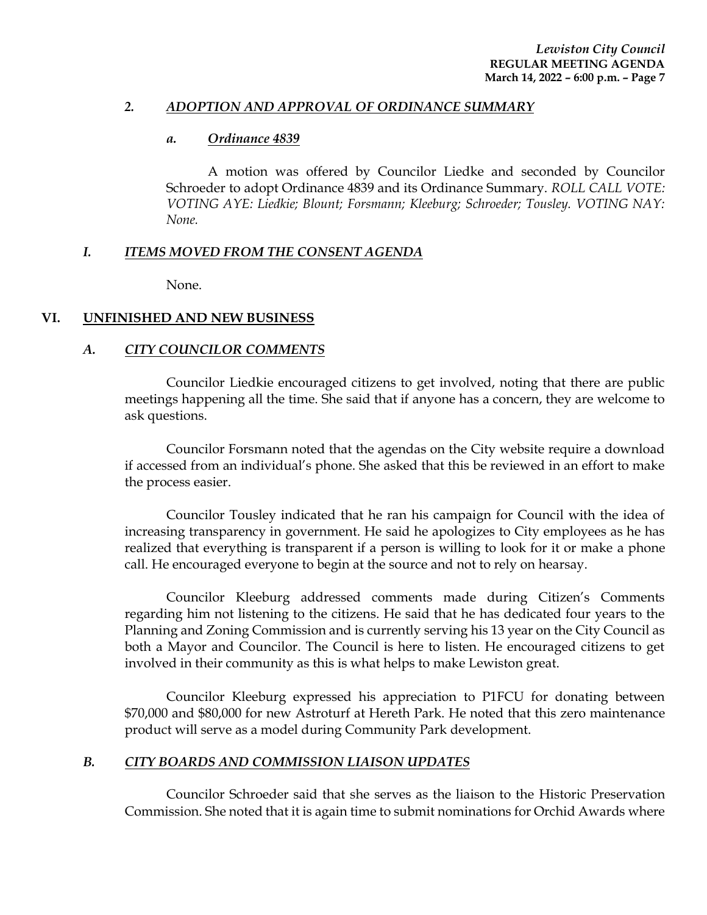### 2. *ADOPTION AND APPROVAL OF ORDINANCE SUMMARY*

#### a. *Ordinance 4839*

A motion was offered by Councilor Liedke and seconded by Councilor Schroeder to adopt Ordinance 4839 and its Ordinance Summary. *ROLL CALL VOTE: VOTING AYE: Liedkie; Blount; Forsmann; Kleeburg; Schroeder; Tousley. VOTING NAY: None.*

## I. *ITEMS MOVED FROM THE CONSENT AGENDA*

None.

## VI. UNFINISHED AND NEW BUSINESS

### A. *CITY COUNCILOR COMMENTS*

Councilor Liedkie encouraged citizens to get involved, noting that there are public meetings happening all the time. She said that if anyone has a concern, they are welcome to ask questions.

Councilor Forsmann noted that the agendas on the City website require a download if accessed from an individual's phone. She asked that this be reviewed in an effort to make the process easier.

Councilor Tousley indicated that he ran his campaign for Council with the idea of increasing transparency in government. He said he apologizes to City employees as he has realized that everything is transparent if a person is willing to look for it or make a phone call. He encouraged everyone to begin at the source and not to rely on hearsay.

Councilor Kleeburg addressed comments made during Citizen's Comments regarding him not listening to the citizens. He said that he has dedicated four years to the Planning and Zoning Commission and is currently serving his 13 year on the City Council as both a Mayor and Councilor. The Council is here to listen. He encouraged citizens to get involved in their community as this is what helps to make Lewiston great.

Councilor Kleeburg expressed his appreciation to P1FCU for donating between $70,000 and $80,000 for new Astroturf at Hereth Park. He noted that this zero maintenance product will serve as a model during Community Park development.

### B. *CITY BOARDS AND COMMISSION LIAISON UPDATES*

Councilor Schroeder said that she serves as the liaison to the Historic Preservation Commission. She noted that it is again time to submit nominations for Orchid Awards where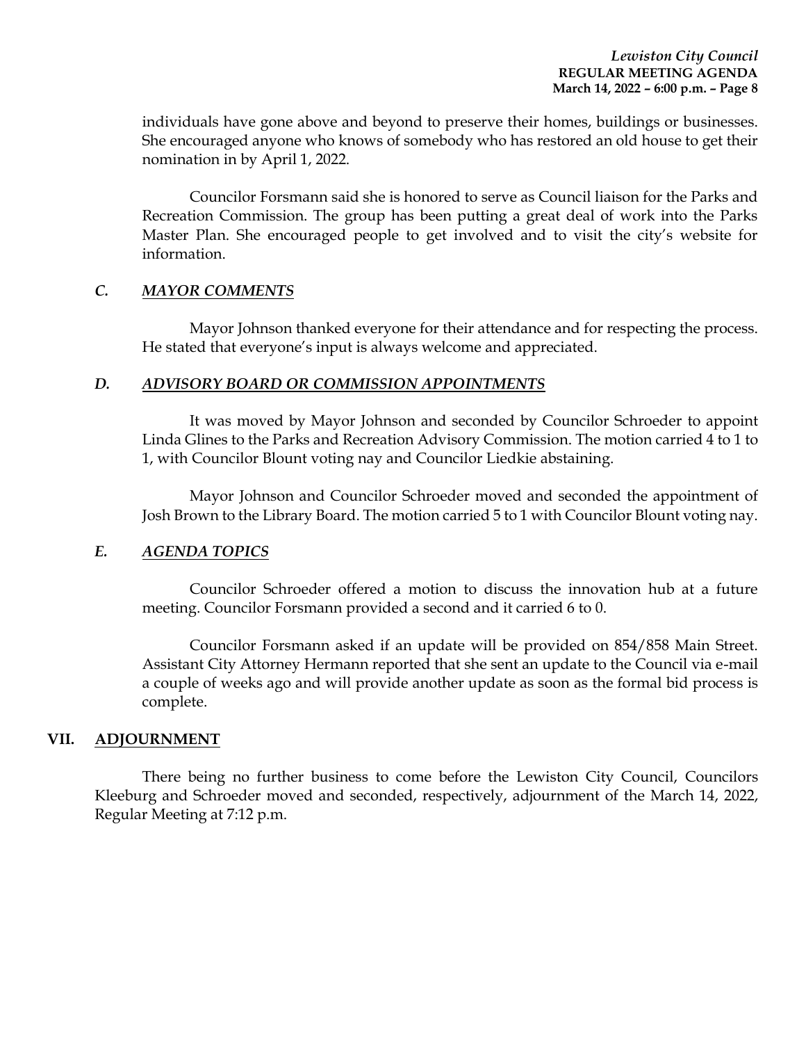individuals have gone above and beyond to preserve their homes, buildings or businesses. She encouraged anyone who knows of somebody who has restored an old house to get their nomination in by April 1, 2022.

Councilor Forsmann said she is honored to serve as Council liaison for the Parks and Recreation Commission. The group has been putting a great deal of work into the Parks Master Plan. She encouraged people to get involved and to visit the city's website for information.

### *C. MAYOR COMMENTS*

Mayor Johnson thanked everyone for their attendance and for respecting the process. He stated that everyone's input is always welcome and appreciated.

### *D. ADVISORY BOARD OR COMMISSION APPOINTMENTS*

It was moved by Mayor Johnson and seconded by Councilor Schroeder to appoint Linda Glines to the Parks and Recreation Advisory Commission. The motion carried 4 to 1 to 1, with Councilor Blount voting nay and Councilor Liedkie abstaining.

Mayor Johnson and Councilor Schroeder moved and seconded the appointment of Josh Brown to the Library Board. The motion carried 5 to 1 with Councilor Blount voting nay.

### *E. AGENDA TOPICS*

Councilor Schroeder offered a motion to discuss the innovation hub at a future meeting. Councilor Forsmann provided a second and it carried 6 to 0.

Councilor Forsmann asked if an update will be provided on 854/858 Main Street. Assistant City Attorney Hermann reported that she sent an update to the Council via e-mail a couple of weeks ago and will provide another update as soon as the formal bid process is complete.

## VII. ADJOURNMENT

There being no further business to come before the Lewiston City Council, Councilors Kleeburg and Schroeder moved and seconded, respectively, adjournment of the March 14, 2022, Regular Meeting at 7:12 p.m.